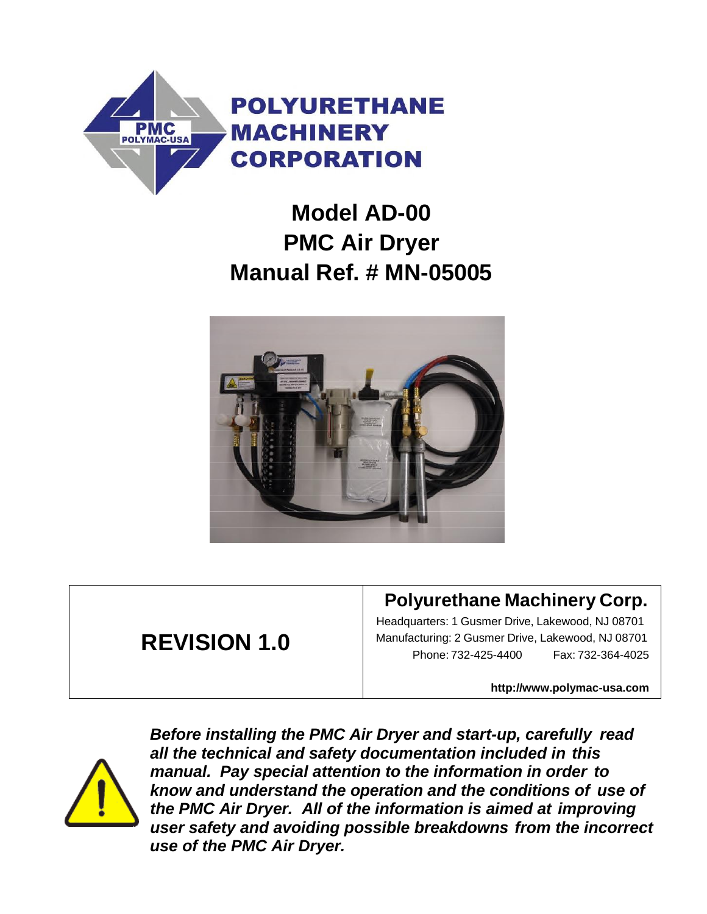**POLYURETHANE MACHINERY CORPORATION**

# Model AD-00
# PMC Air Dryer
# Manual Ref. # MN-05005

| REVISION 1.0 | **Polyurethane Machinery Corp.**<br>Headquarters: 1 Gusmer Drive, Lakewood, NJ 08701<br>Manufacturing: 2 Gusmer Drive, Lakewood, NJ 08701<br>Phone: 732-425-4400 Fax: 732-364-4025<br>**http://www.polymac-usa.com** |
|---|---|

***Before installing the PMC Air Dryer and start-up, carefully read all the technical and safety documentation included in this manual. Pay special attention to the information in order to know and understand the operation and the conditions of use of the PMC Air Dryer. All of the information is aimed at improving user safety and avoiding possible breakdowns from the incorrect use of the PMC Air Dryer.***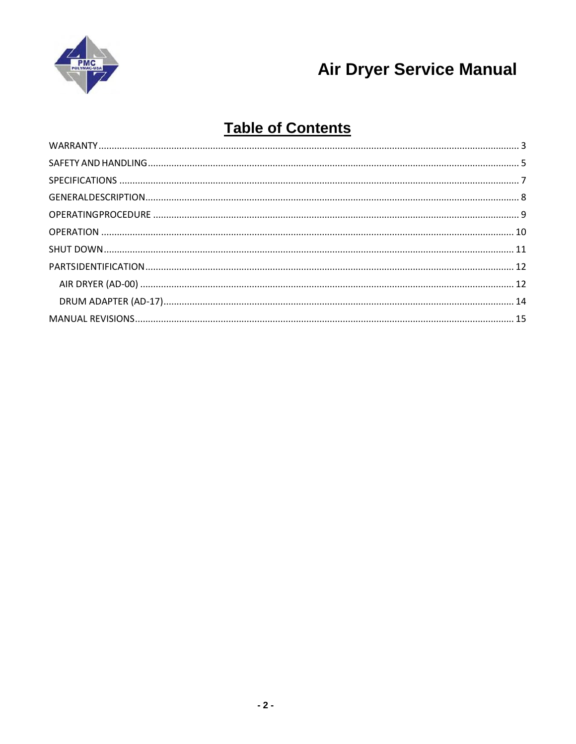# Table of Contents

- WARRANTY ... 3
- SAFETY AND HANDLING ... 5
- SPECIFICATIONS ... 7
- GENERALDESCRIPTION ... 8
- OPERATINGPROCEDURE ... 9
- OPERATION ... 10
- SHUT DOWN ... 11
- PARTSIDENTIFICATION ... 12
  - AIR DRYER (AD-00) ... 12
  - DRUM ADAPTER (AD-17) ... 14
- MANUAL REVISIONS ... 15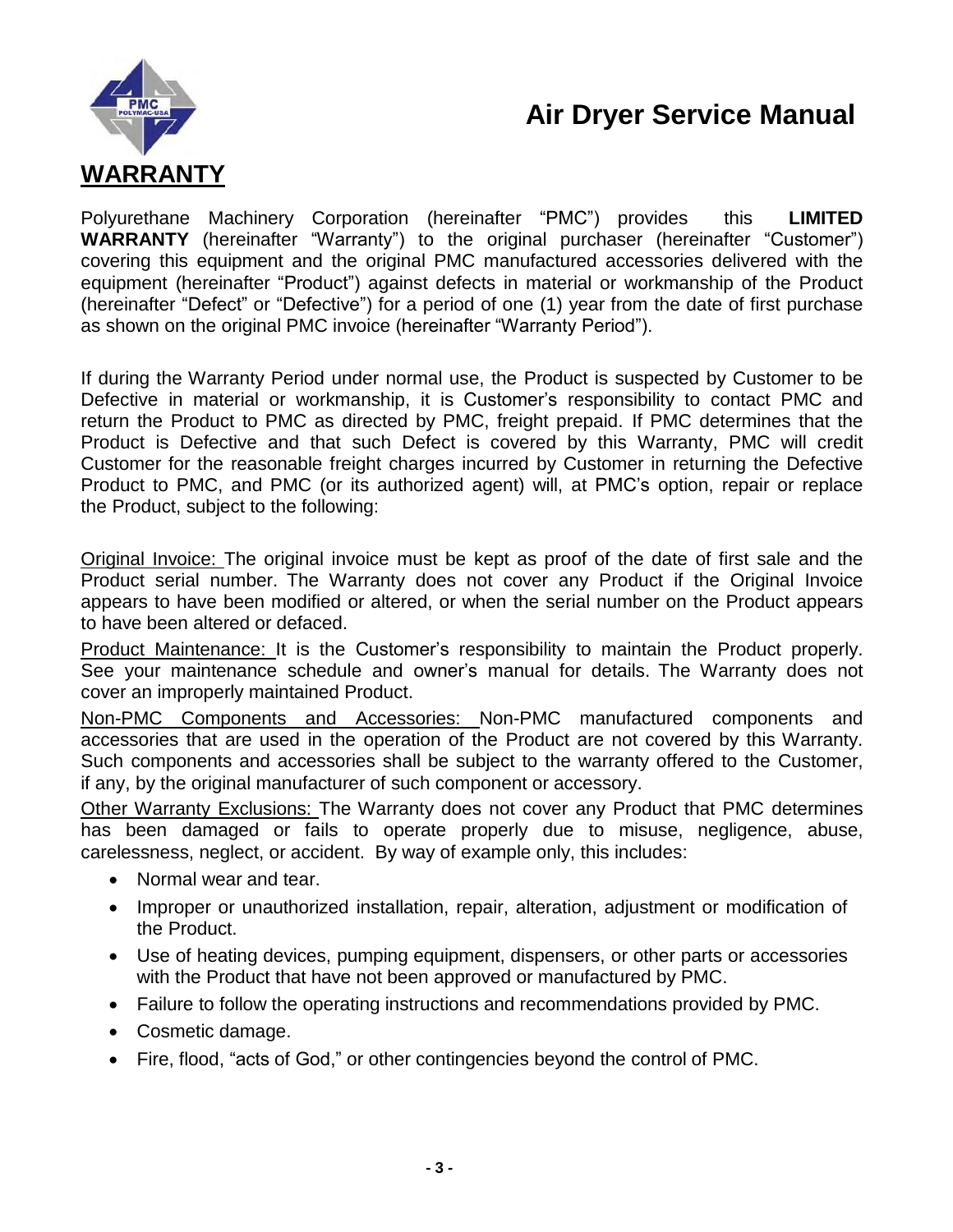# WARRANTY

Polyurethane Machinery Corporation (hereinafter "PMC") provides this **LIMITED WARRANTY** (hereinafter "Warranty") to the original purchaser (hereinafter "Customer") covering this equipment and the original PMC manufactured accessories delivered with the equipment (hereinafter "Product") against defects in material or workmanship of the Product (hereinafter "Defect" or "Defective") for a period of one (1) year from the date of first purchase as shown on the original PMC invoice (hereinafter "Warranty Period").

If during the Warranty Period under normal use, the Product is suspected by Customer to be Defective in material or workmanship, it is Customer's responsibility to contact PMC and return the Product to PMC as directed by PMC, freight prepaid. If PMC determines that the Product is Defective and that such Defect is covered by this Warranty, PMC will credit Customer for the reasonable freight charges incurred by Customer in returning the Defective Product to PMC, and PMC (or its authorized agent) will, at PMC's option, repair or replace the Product, subject to the following:

<u>Original Invoice:</u> The original invoice must be kept as proof of the date of first sale and the Product serial number. The Warranty does not cover any Product if the Original Invoice appears to have been modified or altered, or when the serial number on the Product appears to have been altered or defaced.

<u>Product Maintenance:</u> It is the Customer's responsibility to maintain the Product properly. See your maintenance schedule and owner's manual for details. The Warranty does not cover an improperly maintained Product.

<u>Non-PMC Components and Accessories:</u> Non-PMC manufactured components and accessories that are used in the operation of the Product are not covered by this Warranty. Such components and accessories shall be subject to the warranty offered to the Customer, if any, by the original manufacturer of such component or accessory.

<u>Other Warranty Exclusions:</u> The Warranty does not cover any Product that PMC determines has been damaged or fails to operate properly due to misuse, negligence, abuse, carelessness, neglect, or accident. By way of example only, this includes:

- Normal wear and tear.
- Improper or unauthorized installation, repair, alteration, adjustment or modification of the Product.
- Use of heating devices, pumping equipment, dispensers, or other parts or accessories with the Product that have not been approved or manufactured by PMC.
- Failure to follow the operating instructions and recommendations provided by PMC.
- Cosmetic damage.
- Fire, flood, "acts of God," or other contingencies beyond the control of PMC.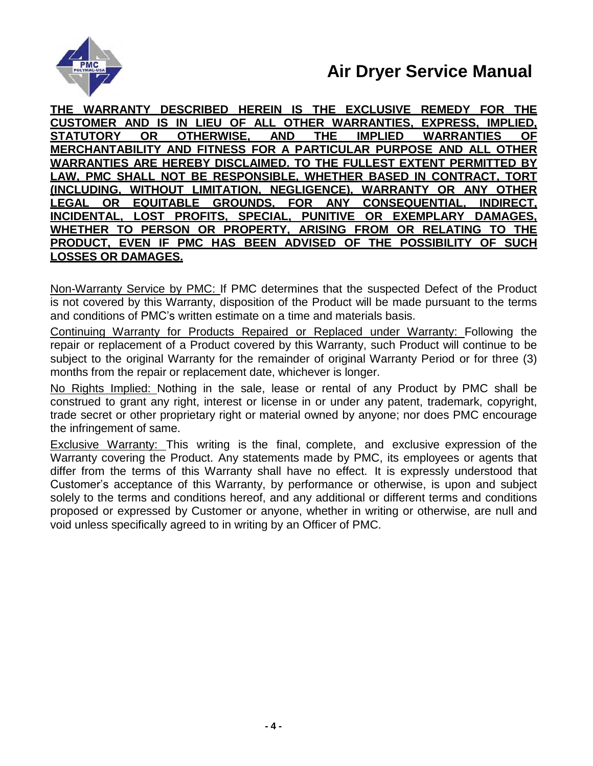**THE WARRANTY DESCRIBED HEREIN IS THE EXCLUSIVE REMEDY FOR THE CUSTOMER AND IS IN LIEU OF ALL OTHER WARRANTIES, EXPRESS, IMPLIED, STATUTORY OR OTHERWISE, AND THE IMPLIED WARRANTIES OF MERCHANTABILITY AND FITNESS FOR A PARTICULAR PURPOSE AND ALL OTHER WARRANTIES ARE HEREBY DISCLAIMED. TO THE FULLEST EXTENT PERMITTED BY LAW, PMC SHALL NOT BE RESPONSIBLE, WHETHER BASED IN CONTRACT, TORT (INCLUDING, WITHOUT LIMITATION, NEGLIGENCE), WARRANTY OR ANY OTHER LEGAL OR EQUITABLE GROUNDS, FOR ANY CONSEQUENTIAL, INDIRECT, INCIDENTAL, LOST PROFITS, SPECIAL, PUNITIVE OR EXEMPLARY DAMAGES, WHETHER TO PERSON OR PROPERTY, ARISING FROM OR RELATING TO THE PRODUCT, EVEN IF PMC HAS BEEN ADVISED OF THE POSSIBILITY OF SUCH LOSSES OR DAMAGES.**

Non-Warranty Service by PMC: If PMC determines that the suspected Defect of the Product is not covered by this Warranty, disposition of the Product will be made pursuant to the terms and conditions of PMC's written estimate on a time and materials basis.

Continuing Warranty for Products Repaired or Replaced under Warranty: Following the repair or replacement of a Product covered by this Warranty, such Product will continue to be subject to the original Warranty for the remainder of original Warranty Period or for three (3) months from the repair or replacement date, whichever is longer.

No Rights Implied: Nothing in the sale, lease or rental of any Product by PMC shall be construed to grant any right, interest or license in or under any patent, trademark, copyright, trade secret or other proprietary right or material owned by anyone; nor does PMC encourage the infringement of same.

Exclusive Warranty: This writing is the final, complete, and exclusive expression of the Warranty covering the Product. Any statements made by PMC, its employees or agents that differ from the terms of this Warranty shall have no effect. It is expressly understood that Customer's acceptance of this Warranty, by performance or otherwise, is upon and subject solely to the terms and conditions hereof, and any additional or different terms and conditions proposed or expressed by Customer or anyone, whether in writing or otherwise, are null and void unless specifically agreed to in writing by an Officer of PMC.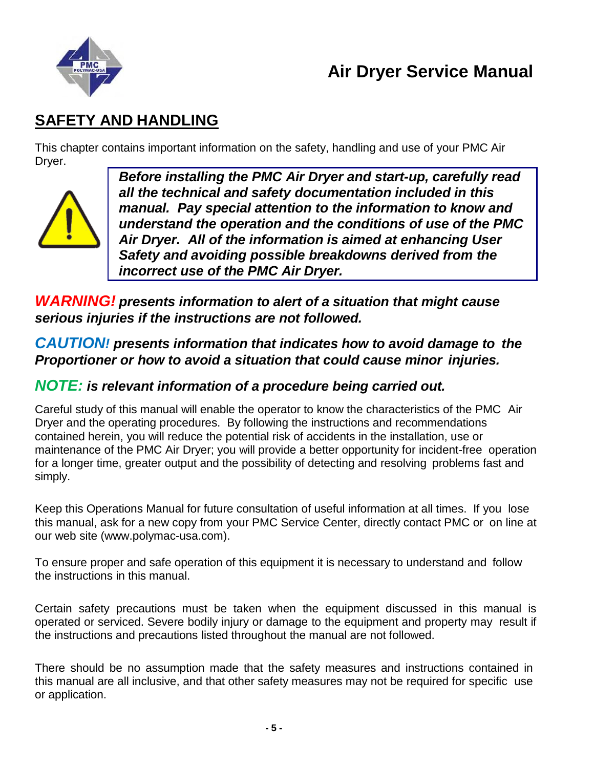## SAFETY AND HANDLING

This chapter contains important information on the safety, handling and use of your PMC Air Dryer.

***Before installing the PMC Air Dryer and start-up, carefully read all the technical and safety documentation included in this manual. Pay special attention to the information to know and understand the operation and the conditions of use of the PMC Air Dryer. All of the information is aimed at enhancing User Safety and avoiding possible breakdowns derived from the incorrect use of the PMC Air Dryer.***

***WARNING! presents information to alert of a situation that might cause serious injuries if the instructions are not followed.***

***CAUTION! presents information that indicates how to avoid damage to the Proportioner or how to avoid a situation that could cause minor injuries.***

***NOTE: is relevant information of a procedure being carried out.***

Careful study of this manual will enable the operator to know the characteristics of the PMC Air Dryer and the operating procedures. By following the instructions and recommendations contained herein, you will reduce the potential risk of accidents in the installation, use or maintenance of the PMC Air Dryer; you will provide a better opportunity for incident-free operation for a longer time, greater output and the possibility of detecting and resolving problems fast and simply.

Keep this Operations Manual for future consultation of useful information at all times. If you lose this manual, ask for a new copy from your PMC Service Center, directly contact PMC or on line at our web site (www.polymac-usa.com).

To ensure proper and safe operation of this equipment it is necessary to understand and follow the instructions in this manual.

Certain safety precautions must be taken when the equipment discussed in this manual is operated or serviced. Severe bodily injury or damage to the equipment and property may result if the instructions and precautions listed throughout the manual are not followed.

There should be no assumption made that the safety measures and instructions contained in this manual are all inclusive, and that other safety measures may not be required for specific use or application.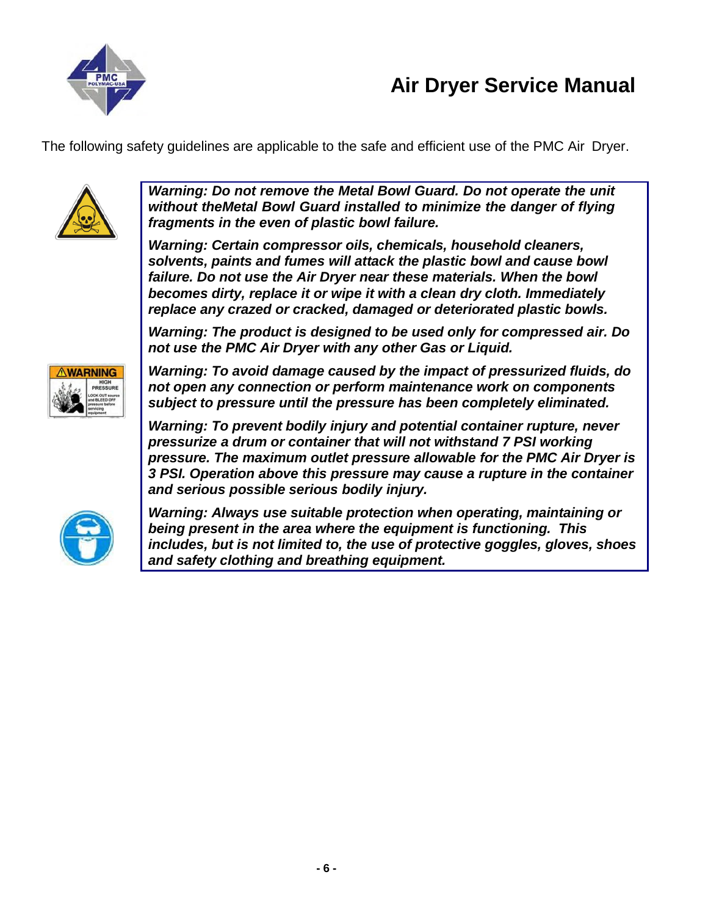# Air Dryer Service Manual

The following safety guidelines are applicable to the safe and efficient use of the PMC Air Dryer.

***Warning: Do not remove the Metal Bowl Guard. Do not operate the unit without theMetal Bowl Guard installed to minimize the danger of flying fragments in the even of plastic bowl failure.***

***Warning: Certain compressor oils, chemicals, household cleaners, solvents, paints and fumes will attack the plastic bowl and cause bowl failure. Do not use the Air Dryer near these materials. When the bowl becomes dirty, replace it or wipe it with a clean dry cloth. Immediately replace any crazed or cracked, damaged or deteriorated plastic bowls.***

***Warning: The product is designed to be used only for compressed air. Do not use the PMC Air Dryer with any other Gas or Liquid.***

***Warning: To avoid damage caused by the impact of pressurized fluids, do not open any connection or perform maintenance work on components subject to pressure until the pressure has been completely eliminated.***

***Warning: To prevent bodily injury and potential container rupture, never pressurize a drum or container that will not withstand 7 PSI working pressure. The maximum outlet pressure allowable for the PMC Air Dryer is 3 PSI. Operation above this pressure may cause a rupture in the container and serious possible serious bodily injury.***

***Warning: Always use suitable protection when operating, maintaining or being present in the area where the equipment is functioning. This includes, but is not limited to, the use of protective goggles, gloves, shoes and safety clothing and breathing equipment.***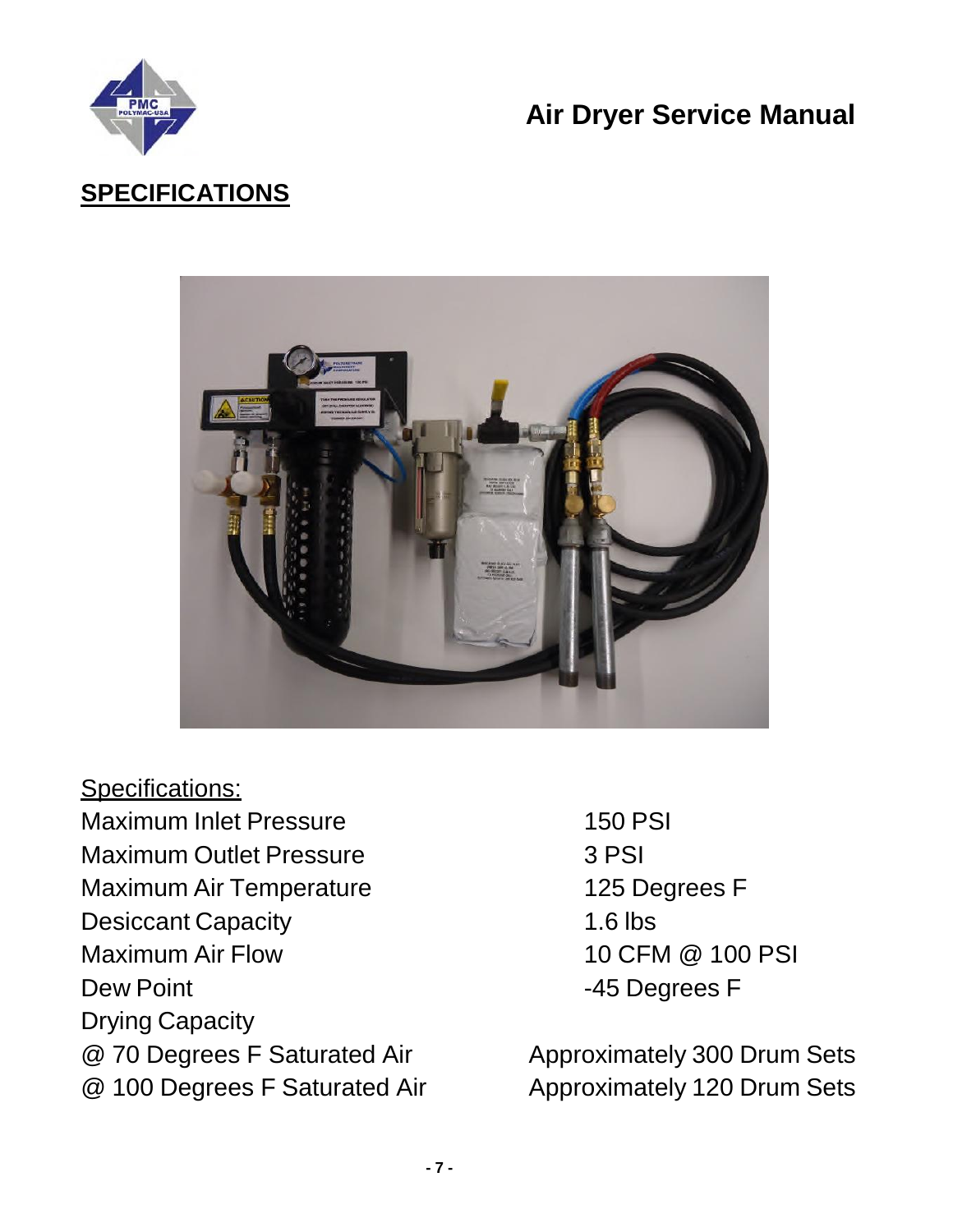# Air Dryer Service Manual

## SPECIFICATIONS

Specifications:

| | |
|---|---|
| Maximum Inlet Pressure | 150 PSI |
| Maximum Outlet Pressure | 3 PSI |
| Maximum Air Temperature | 125 Degrees F |
| Desiccant Capacity | 1.6 lbs |
| Maximum Air Flow | 10 CFM @ 100 PSI |
| Dew Point | -45 Degrees F |
| Drying Capacity | |
| @ 70 Degrees F Saturated Air | Approximately 300 Drum Sets |
| @ 100 Degrees F Saturated Air | Approximately 120 Drum Sets |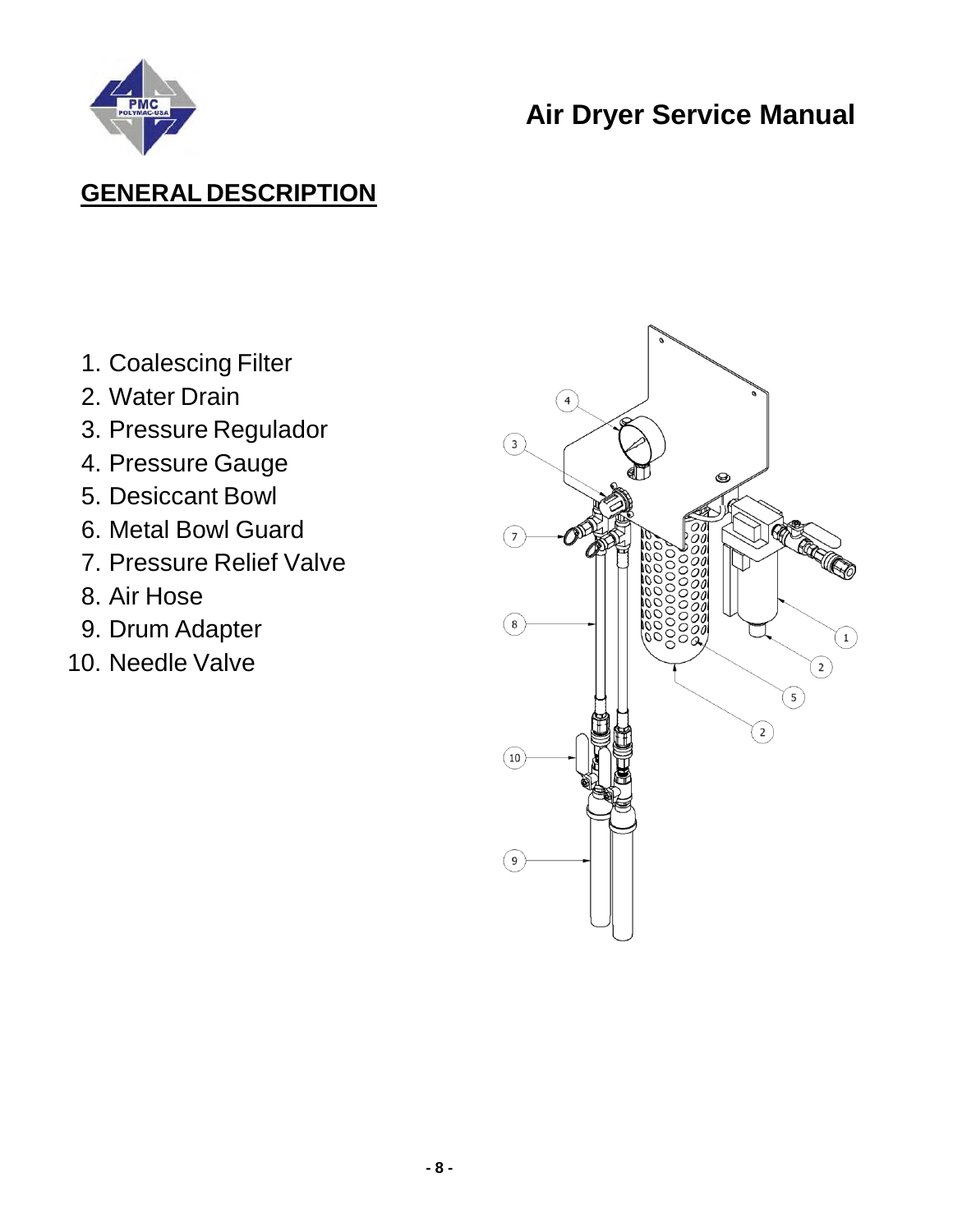## GENERAL DESCRIPTION

1. Coalescing Filter
2. Water Drain
3. Pressure Regulador
4. Pressure Gauge
5. Desiccant Bowl
6. Metal Bowl Guard
7. Pressure Relief Valve
8. Air Hose
9. Drum Adapter
10. Needle Valve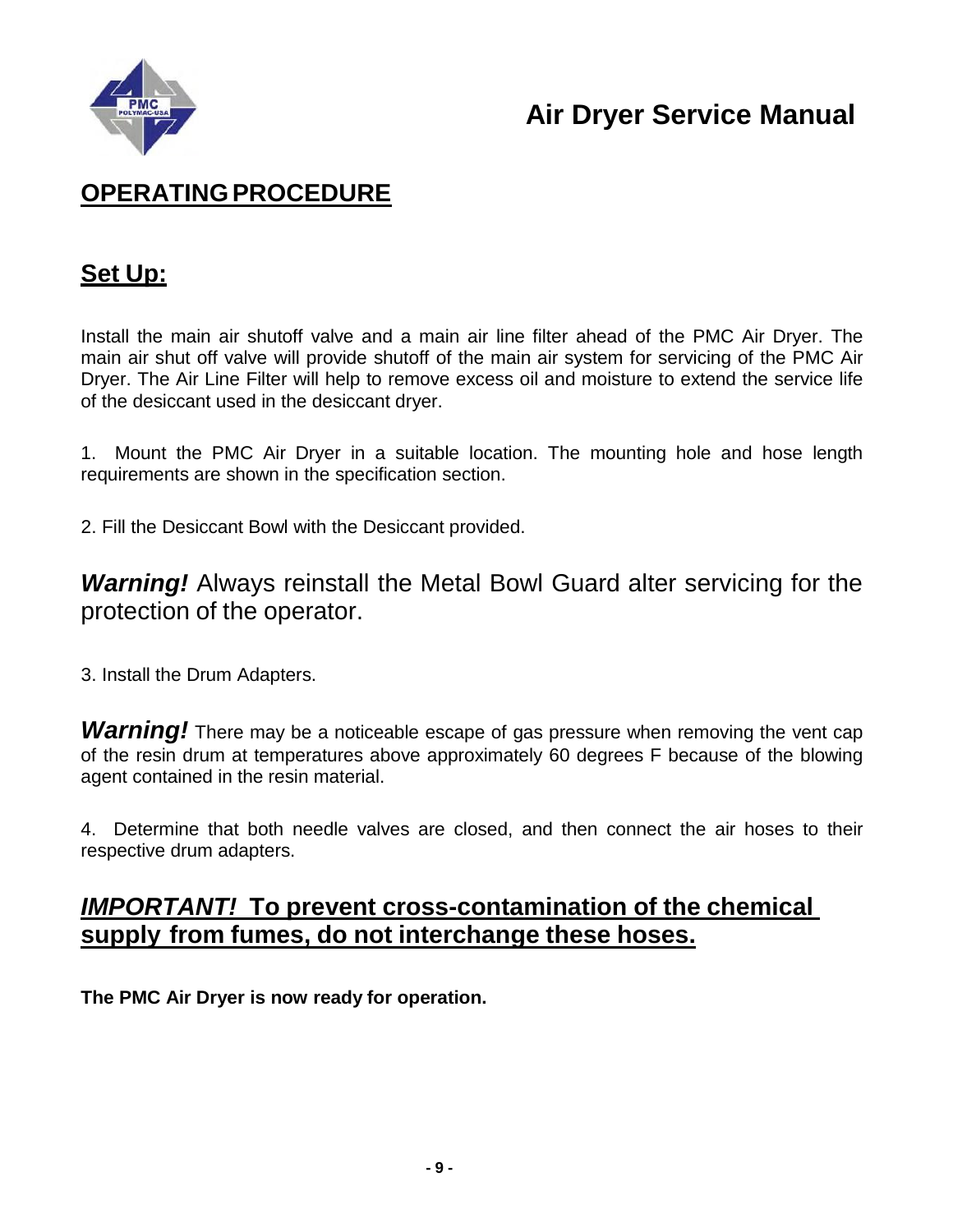# OPERATING PROCEDURE

## Set Up:

Install the main air shutoff valve and a main air line filter ahead of the PMC Air Dryer. The main air shut off valve will provide shutoff of the main air system for servicing of the PMC Air Dryer. The Air Line Filter will help to remove excess oil and moisture to extend the service life of the desiccant used in the desiccant dryer.

1. Mount the PMC Air Dryer in a suitable location. The mounting hole and hose length requirements are shown in the specification section.

2. Fill the Desiccant Bowl with the Desiccant provided.

***Warning!*** Always reinstall the Metal Bowl Guard alter servicing for the protection of the operator.

3. Install the Drum Adapters.

***Warning!*** There may be a noticeable escape of gas pressure when removing the vent cap of the resin drum at temperatures above approximately 60 degrees F because of the blowing agent contained in the resin material.

4. Determine that both needle valves are closed, and then connect the air hoses to their respective drum adapters.

## ***IMPORTANT!*** **To prevent cross-contamination of the chemical supply from fumes, do not interchange these hoses.**

**The PMC Air Dryer is now ready for operation.**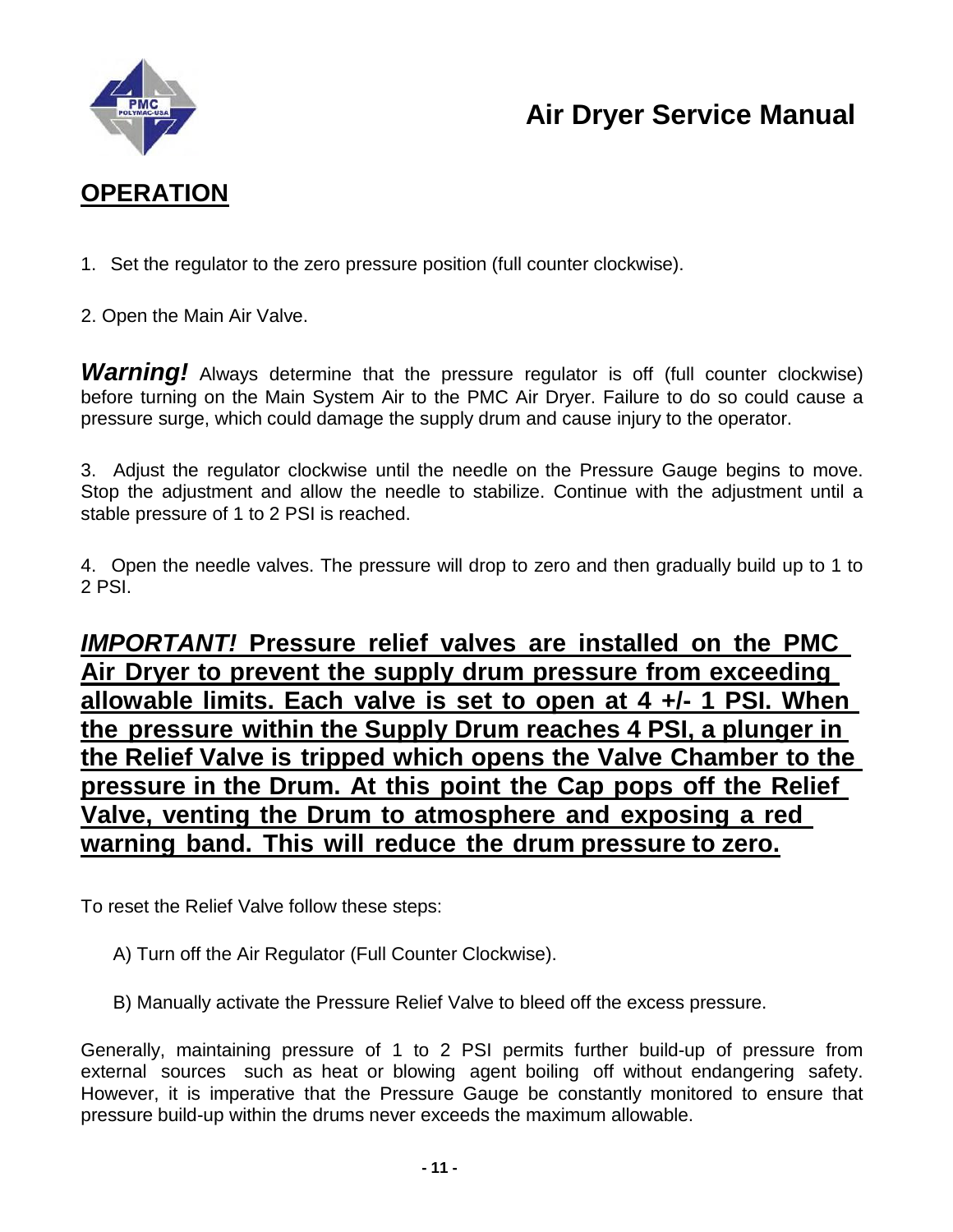## OPERATION

1. Set the regulator to the zero pressure position (full counter clockwise).

2. Open the Main Air Valve.

***Warning!*** Always determine that the pressure regulator is off (full counter clockwise) before turning on the Main System Air to the PMC Air Dryer. Failure to do so could cause a pressure surge, which could damage the supply drum and cause injury to the operator.

3. Adjust the regulator clockwise until the needle on the Pressure Gauge begins to move. Stop the adjustment and allow the needle to stabilize. Continue with the adjustment until a stable pressure of 1 to 2 PSI is reached.

4. Open the needle valves. The pressure will drop to zero and then gradually build up to 1 to 2 PSI.

***IMPORTANT!* Pressure relief valves are installed on the PMC Air Dryer to prevent the supply drum pressure from exceeding allowable limits. Each valve is set to open at 4 +/- 1 PSI. When the pressure within the Supply Drum reaches 4 PSI, a plunger in the Relief Valve is tripped which opens the Valve Chamber to the pressure in the Drum. At this point the Cap pops off the Relief Valve, venting the Drum to atmosphere and exposing a red warning band. This will reduce the drum pressure to zero.**

To reset the Relief Valve follow these steps:

A) Turn off the Air Regulator (Full Counter Clockwise).

B) Manually activate the Pressure Relief Valve to bleed off the excess pressure.

Generally, maintaining pressure of 1 to 2 PSI permits further build-up of pressure from external sources such as heat or blowing agent boiling off without endangering safety. However, it is imperative that the Pressure Gauge be constantly monitored to ensure that pressure build-up within the drums never exceeds the maximum allowable.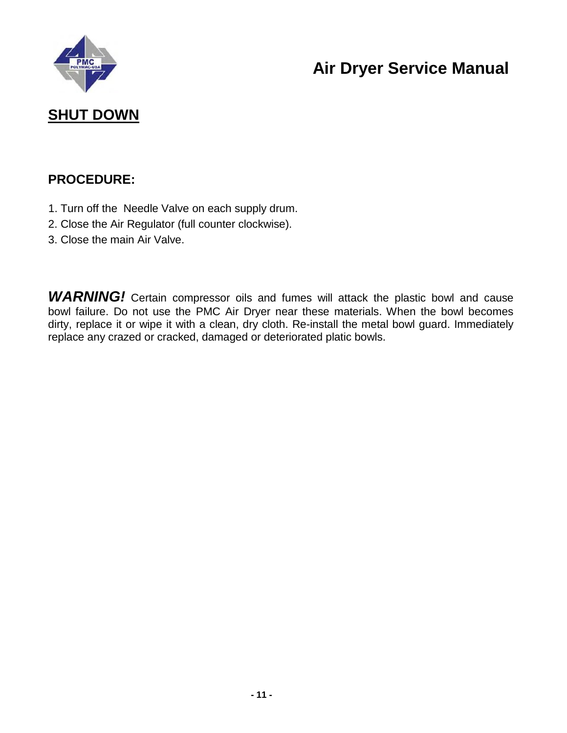## SHUT DOWN

### PROCEDURE:

1. Turn off the  Needle Valve on each supply drum.
2. Close the Air Regulator (full counter clockwise).
3. Close the main Air Valve.

***WARNING!*** Certain compressor oils and fumes will attack the plastic bowl and cause bowl failure. Do not use the PMC Air Dryer near these materials. When the bowl becomes dirty, replace it or wipe it with a clean, dry cloth. Re-install the metal bowl guard. Immediately replace any crazed or cracked, damaged or deteriorated platic bowls.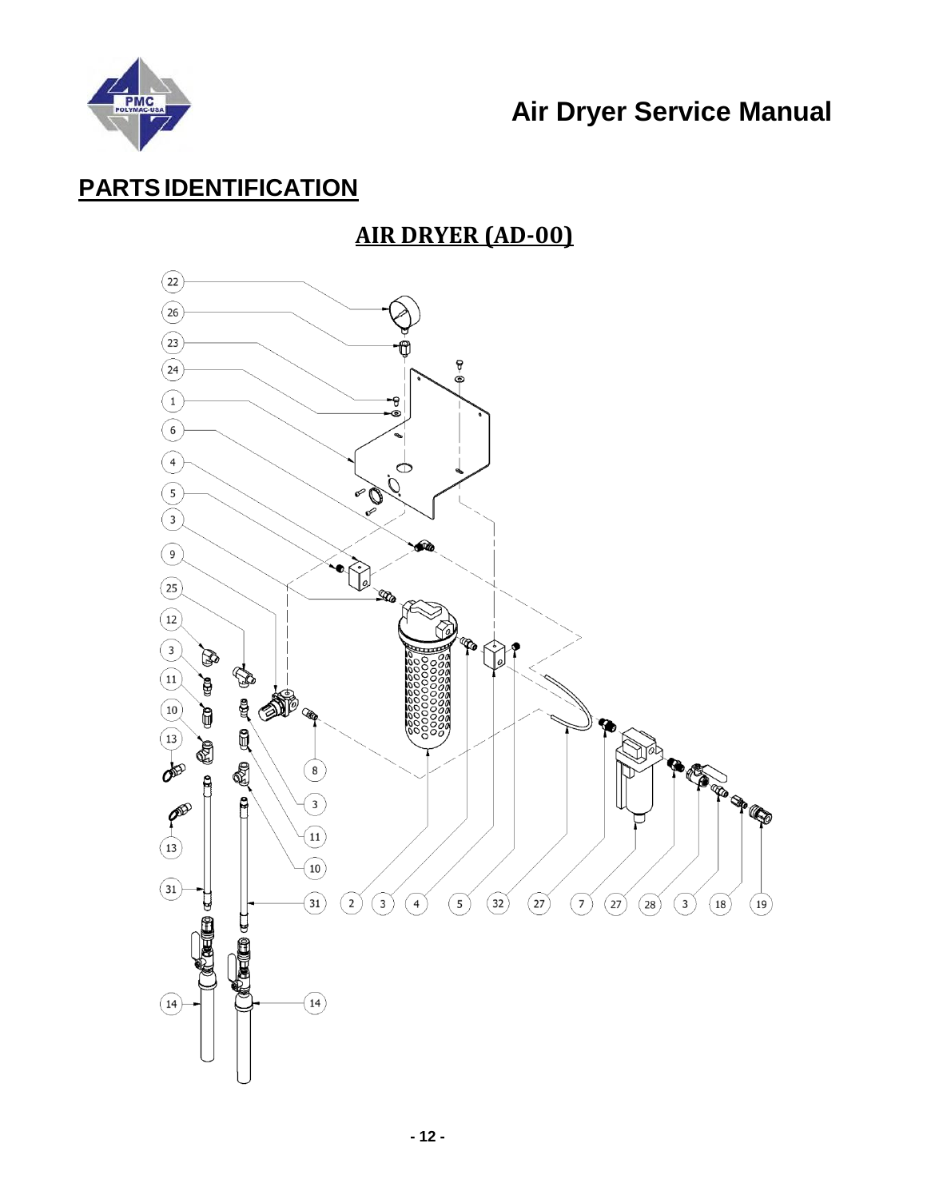## PARTS IDENTIFICATION

### AIR DRYER (AD-00)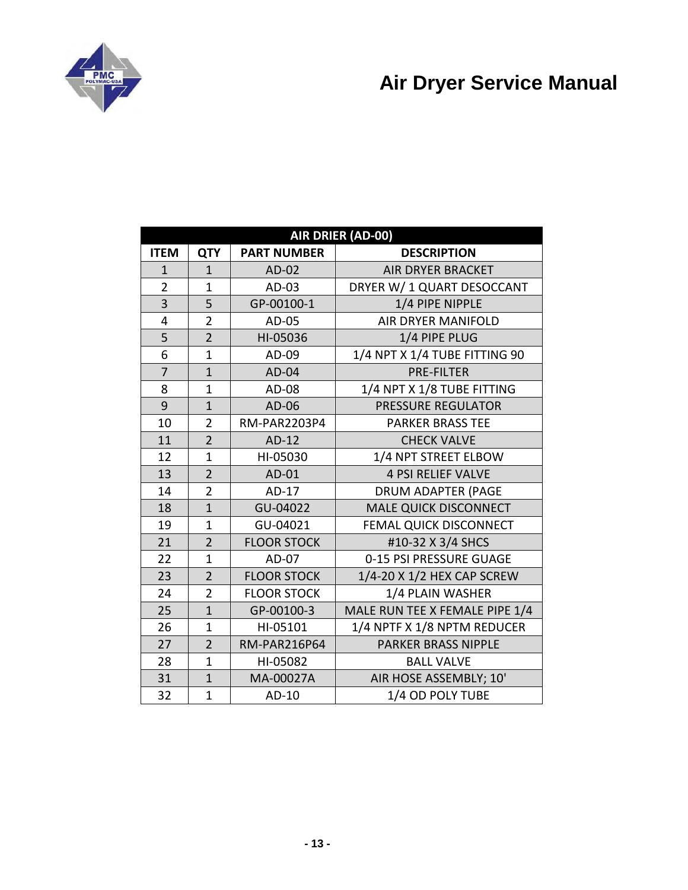| AIR DRIER (AD-00) | | | |
|---|---|---|---|
| ITEM | QTY | PART NUMBER | DESCRIPTION |
| 1 | 1 | AD-02 | AIR DRYER BRACKET |
| 2 | 1 | AD-03 | DRYER W/ 1 QUART DESOCCANT |
| 3 | 5 | GP-00100-1 | 1/4 PIPE NIPPLE |
| 4 | 2 | AD-05 | AIR DRYER MANIFOLD |
| 5 | 2 | HI-05036 | 1/4 PIPE PLUG |
| 6 | 1 | AD-09 | 1/4 NPT X 1/4 TUBE FITTING 90 |
| 7 | 1 | AD-04 | PRE-FILTER |
| 8 | 1 | AD-08 | 1/4 NPT X 1/8 TUBE FITTING |
| 9 | 1 | AD-06 | PRESSURE REGULATOR |
| 10 | 2 | RM-PAR2203P4 | PARKER BRASS TEE |
| 11 | 2 | AD-12 | CHECK VALVE |
| 12 | 1 | HI-05030 | 1/4 NPT STREET ELBOW |
| 13 | 2 | AD-01 | 4 PSI RELIEF VALVE |
| 14 | 2 | AD-17 | DRUM ADAPTER (PAGE |
| 18 | 1 | GU-04022 | MALE QUICK DISCONNECT |
| 19 | 1 | GU-04021 | FEMAL QUICK DISCONNECT |
| 21 | 2 | FLOOR STOCK | #10-32 X 3/4 SHCS |
| 22 | 1 | AD-07 | 0-15 PSI PRESSURE GUAGE |
| 23 | 2 | FLOOR STOCK | 1/4-20 X 1/2 HEX CAP SCREW |
| 24 | 2 | FLOOR STOCK | 1/4 PLAIN WASHER |
| 25 | 1 | GP-00100-3 | MALE RUN TEE X FEMALE PIPE 1/4 |
| 26 | 1 | HI-05101 | 1/4 NPTF X 1/8 NPTM REDUCER |
| 27 | 2 | RM-PAR216P64 | PARKER BRASS NIPPLE |
| 28 | 1 | HI-05082 | BALL VALVE |
| 31 | 1 | MA-00027A | AIR HOSE ASSEMBLY; 10' |
| 32 | 1 | AD-10 | 1/4 OD POLY TUBE |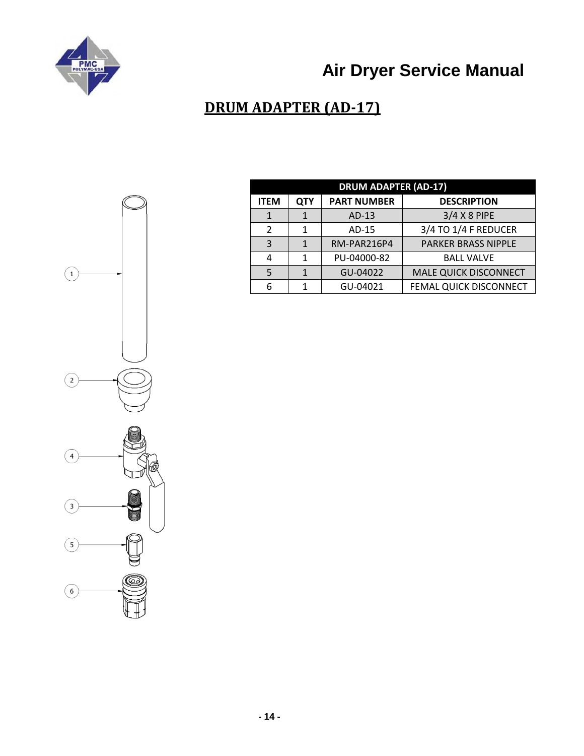# Air Dryer Service Manual

## DRUM ADAPTER (AD-17)

| DRUM ADAPTER (AD-17) | | | |
|---|---|---|---|
| **ITEM** | **QTY** | **PART NUMBER** | **DESCRIPTION** |
| 1 | 1 | AD-13 | 3/4 X 8 PIPE |
| 2 | 1 | AD-15 | 3/4 TO 1/4 F REDUCER |
| 3 | 1 | RM-PAR216P4 | PARKER BRASS NIPPLE |
| 4 | 1 | PU-04000-82 | BALL VALVE |
| 5 | 1 | GU-04022 | MALE QUICK DISCONNECT |
| 6 | 1 | GU-04021 | FEMAL QUICK DISCONNECT |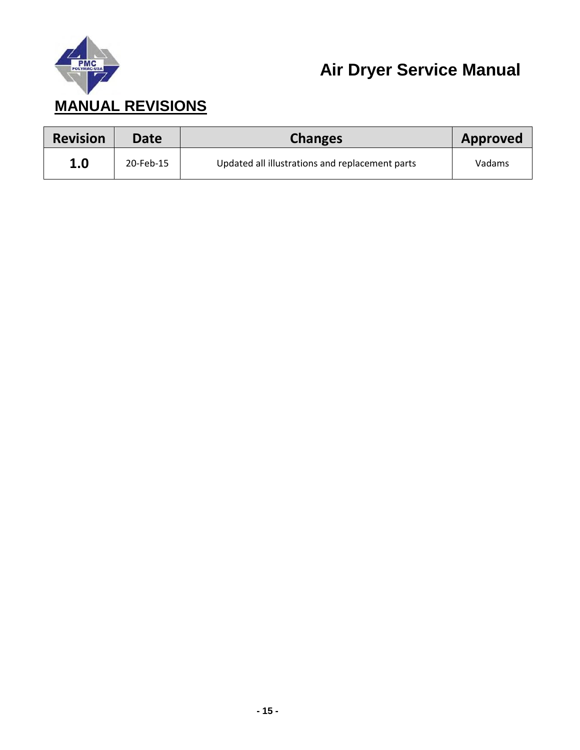# Air Dryer Service Manual

## MANUAL REVISIONS

| Revision | Date | Changes | Approved |
|---|---|---|---|
| **1.0** | 20-Feb-15 | Updated all illustrations and replacement parts | Vadams |